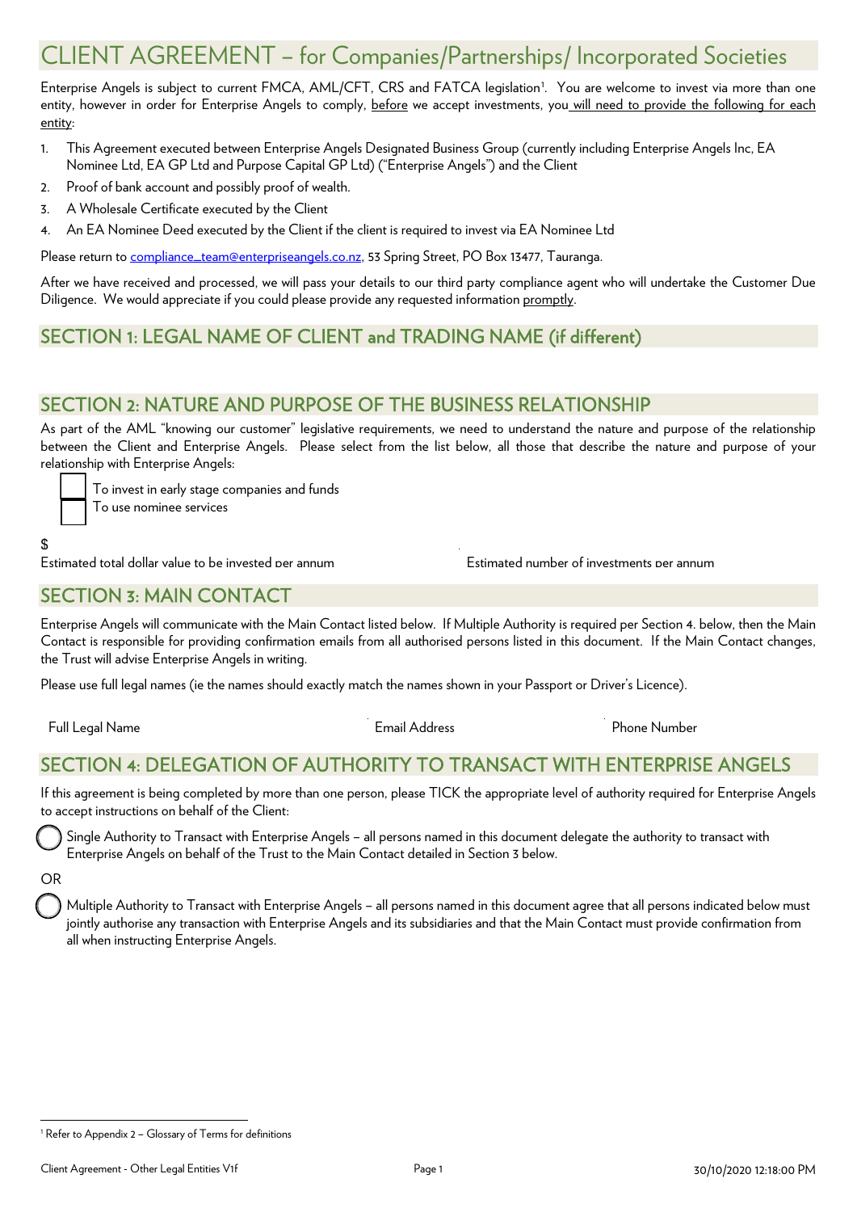# CLIENT AGREEMENT – for Companies/Partnerships/ Incorporated Societies

Enterprise Angels is subject to current FMCA, AML/CFT, CRS and FATCA legislation[1]. You are welcome to invest via more than one entity, however in order for Enterprise Angels to comply, before we accept investments, you will need to provide the following for each entity:

1. This Agreement executed between Enterprise Angels Designated Business Group (currently including Enterprise Angels Inc, EA Nominee Ltd, EA GP Ltd and Purpose Capital GP Ltd) ("Enterprise Angels") and the Client
2. Proof of bank account and possibly proof of wealth.
3. A Wholesale Certificate executed by the Client
4. An EA Nominee Deed executed by the Client if the client is required to invest via EA Nominee Ltd

Please return to compliance_team@enterpriseangels.co.nz, 53 Spring Street, PO Box 13477, Tauranga.

After we have received and processed, we will pass your details to our third party compliance agent who will undertake the Customer Due Diligence. We would appreciate if you could please provide any requested information promptly.

## SECTION 1: LEGAL NAME OF CLIENT and TRADING NAME (if different)

## SECTION 2: NATURE AND PURPOSE OF THE BUSINESS RELATIONSHIP

As part of the AML "knowing our customer" legislative requirements, we need to understand the nature and purpose of the relationship between the Client and Enterprise Angels. Please select from the list below, all those that describe the nature and purpose of your relationship with Enterprise Angels:

- [ ] To invest in early stage companies and funds
- [ ] To use nominee services

$

Estimated total dollar value to be invested per annum

Estimated number of investments per annum

## SECTION 3: MAIN CONTACT

Enterprise Angels will communicate with the Main Contact listed below. If Multiple Authority is required per Section 4. below, then the Main Contact is responsible for providing confirmation emails from all authorised persons listed in this document. If the Main Contact changes, the Trust will advise Enterprise Angels in writing.

Please use full legal names (ie the names should exactly match the names shown in your Passport or Driver's Licence).

| Full Legal Name | Email Address | Phone Number |
|---|---|---|

## SECTION 4: DELEGATION OF AUTHORITY TO TRANSACT WITH ENTERPRISE ANGELS

If this agreement is being completed by more than one person, please TICK the appropriate level of authority required for Enterprise Angels to accept instructions on behalf of the Client:

○ Single Authority to Transact with Enterprise Angels – all persons named in this document delegate the authority to transact with Enterprise Angels on behalf of the Trust to the Main Contact detailed in Section 3 below.

OR

○ Multiple Authority to Transact with Enterprise Angels – all persons named in this document agree that all persons indicated below must jointly authorise any transaction with Enterprise Angels and its subsidiaries and that the Main Contact must provide confirmation from all when instructing Enterprise Angels.

[1] Refer to Appendix 2 – Glossary of Terms for definitions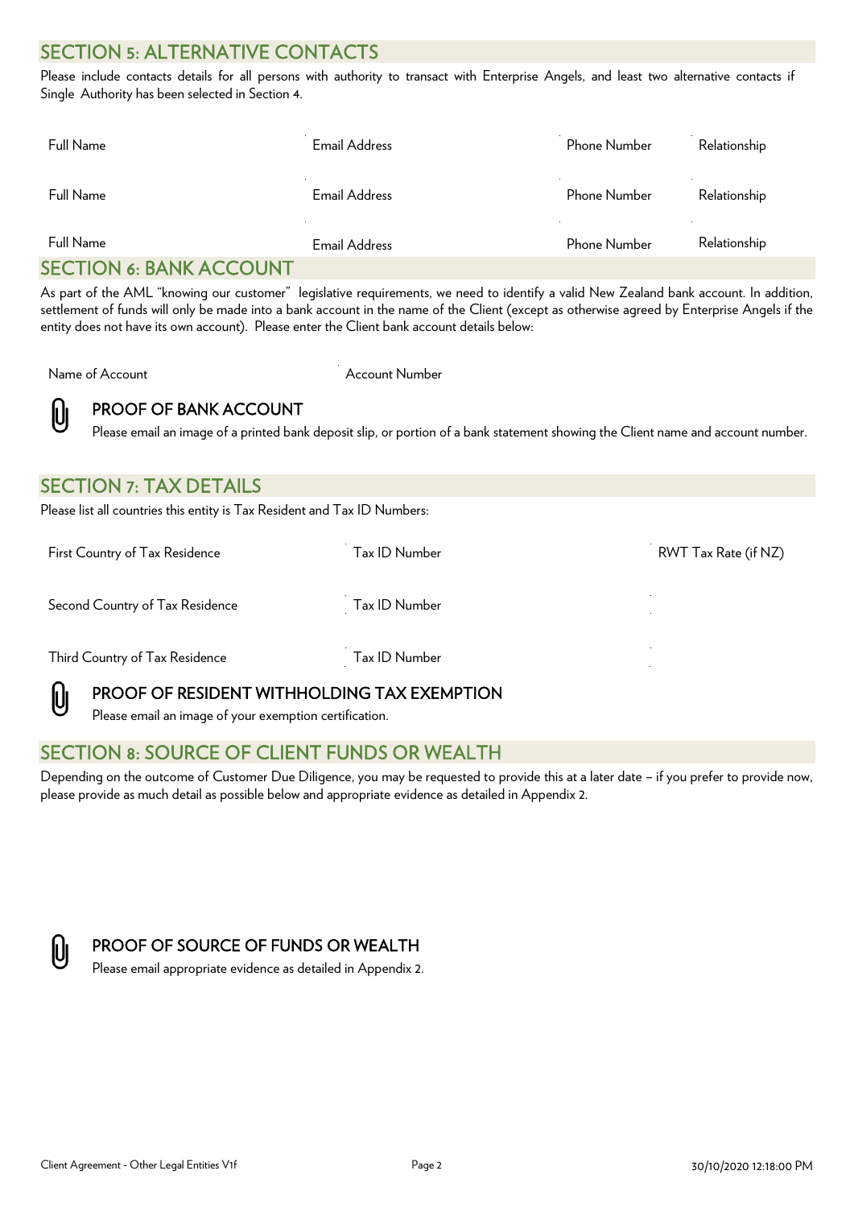## SECTION 5: ALTERNATIVE CONTACTS

Please include contacts details for all persons with authority to transact with Enterprise Angels, and least two alternative contacts if Single Authority has been selected in Section 4.

| Full Name | Email Address | Phone Number | Relationship |
|---|---|---|---|
| Full Name | Email Address | Phone Number | Relationship |
| Full Name | Email Address | Phone Number | Relationship |

## SECTION 6: BANK ACCOUNT

As part of the AML "knowing our customer" legislative requirements, we need to identify a valid New Zealand bank account. In addition, settlement of funds will only be made into a bank account in the name of the Client (except as otherwise agreed by Enterprise Angels if the entity does not have its own account). Please enter the Client bank account details below:

| Name of Account | Account Number |
|---|---|

### PROOF OF BANK ACCOUNT

Please email an image of a printed bank deposit slip, or portion of a bank statement showing the Client name and account number.

## SECTION 7: TAX DETAILS

Please list all countries this entity is Tax Resident and Tax ID Numbers:

| First Country of Tax Residence | Tax ID Number | RWT Tax Rate (if NZ) |
|---|---|---|
| Second Country of Tax Residence | Tax ID Number | |
| Third Country of Tax Residence | Tax ID Number | |

### PROOF OF RESIDENT WITHHOLDING TAX EXEMPTION

Please email an image of your exemption certification.

## SECTION 8: SOURCE OF CLIENT FUNDS OR WEALTH

Depending on the outcome of Customer Due Diligence, you may be requested to provide this at a later date – if you prefer to provide now, please provide as much detail as possible below and appropriate evidence as detailed in Appendix 2.

### PROOF OF SOURCE OF FUNDS OR WEALTH

Please email appropriate evidence as detailed in Appendix 2.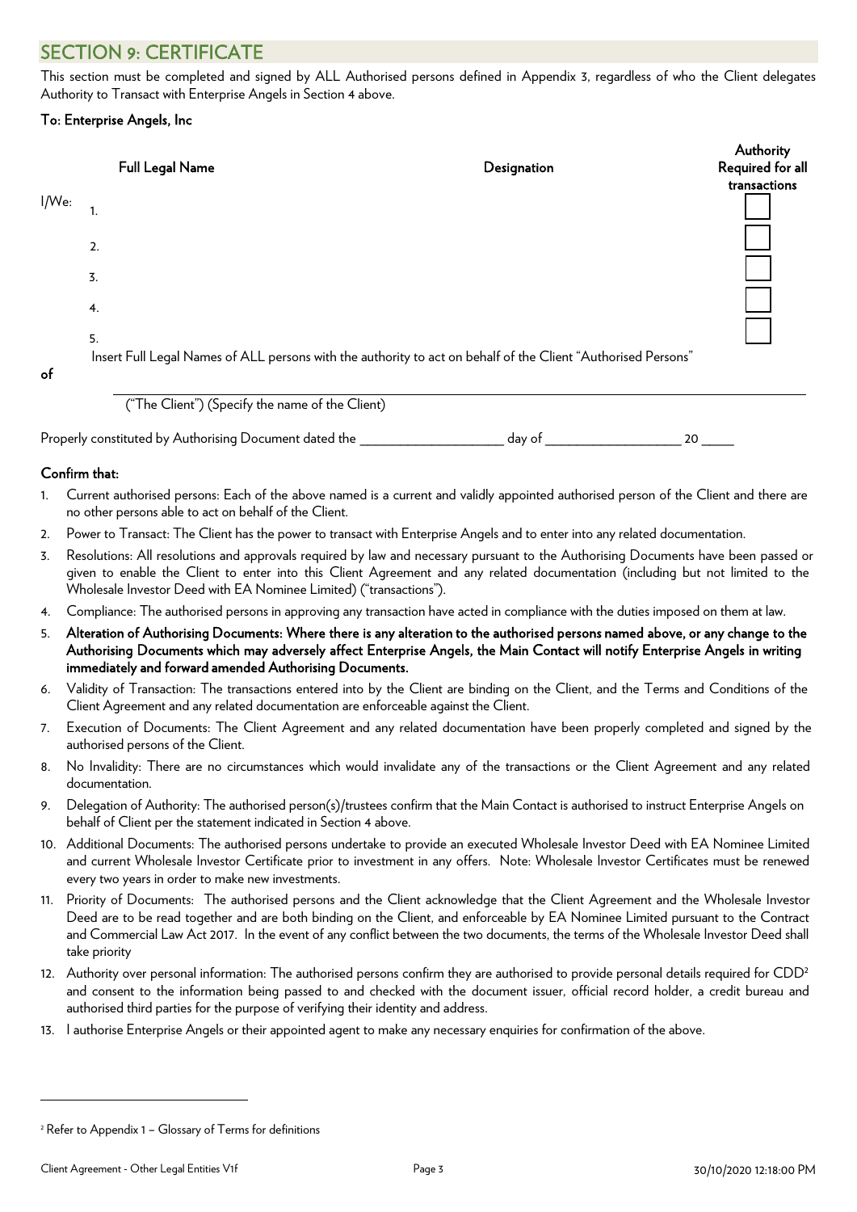## SECTION 9: CERTIFICATE

This section must be completed and signed by ALL Authorised persons defined in Appendix 3, regardless of who the Client delegates Authority to Transact with Enterprise Angels in Section 4 above.

**To: Enterprise Angels, Inc**

| | | Full Legal Name | Designation | Authority Required for all transactions |
|---|---|---|---|---|
| I/We: | 1. | | | ☐ |
| | 2. | | | ☐ |
| | 3. | | | ☐ |
| | 4. | | | ☐ |
| | 5. | | | ☐ |

Insert Full Legal Names of ALL persons with the authority to act on behalf of the Client "Authorised Persons"

**of**

_______________________________________________

("The Client") (Specify the name of the Client)

Properly constituted by Authorising Document dated the ____________________ day of ____________________ 20 _____

**Confirm that:**

1. Current authorised persons: Each of the above named is a current and validly appointed authorised person of the Client and there are no other persons able to act on behalf of the Client.
2. Power to Transact: The Client has the power to transact with Enterprise Angels and to enter into any related documentation.
3. Resolutions: All resolutions and approvals required by law and necessary pursuant to the Authorising Documents have been passed or given to enable the Client to enter into this Client Agreement and any related documentation (including but not limited to the Wholesale Investor Deed with EA Nominee Limited) ("transactions").
4. Compliance: The authorised persons in approving any transaction have acted in compliance with the duties imposed on them at law.
5. **Alteration of Authorising Documents: Where there is any alteration to the authorised persons named above, or any change to the Authorising Documents which may adversely affect Enterprise Angels, the Main Contact will notify Enterprise Angels in writing immediately and forward amended Authorising Documents.**
6. Validity of Transaction: The transactions entered into by the Client are binding on the Client, and the Terms and Conditions of the Client Agreement and any related documentation are enforceable against the Client.
7. Execution of Documents: The Client Agreement and any related documentation have been properly completed and signed by the authorised persons of the Client.
8. No Invalidity: There are no circumstances which would invalidate any of the transactions or the Client Agreement and any related documentation.
9. Delegation of Authority: The authorised person(s)/trustees confirm that the Main Contact is authorised to instruct Enterprise Angels on behalf of Client per the statement indicated in Section 4 above.
10. Additional Documents: The authorised persons undertake to provide an executed Wholesale Investor Deed with EA Nominee Limited and current Wholesale Investor Certificate prior to investment in any offers. Note: Wholesale Investor Certificates must be renewed every two years in order to make new investments.
11. Priority of Documents: The authorised persons and the Client acknowledge that the Client Agreement and the Wholesale Investor Deed are to be read together and are both binding on the Client, and enforceable by EA Nominee Limited pursuant to the Contract and Commercial Law Act 2017. In the event of any conflict between the two documents, the terms of the Wholesale Investor Deed shall take priority
12. Authority over personal information: The authorised persons confirm they are authorised to provide personal details required for CDD[2] and consent to the information being passed to and checked with the document issuer, official record holder, a credit bureau and authorised third parties for the purpose of verifying their identity and address.
13. I authorise Enterprise Angels or their appointed agent to make any necessary enquiries for confirmation of the above.

[2] Refer to Appendix 1 – Glossary of Terms for definitions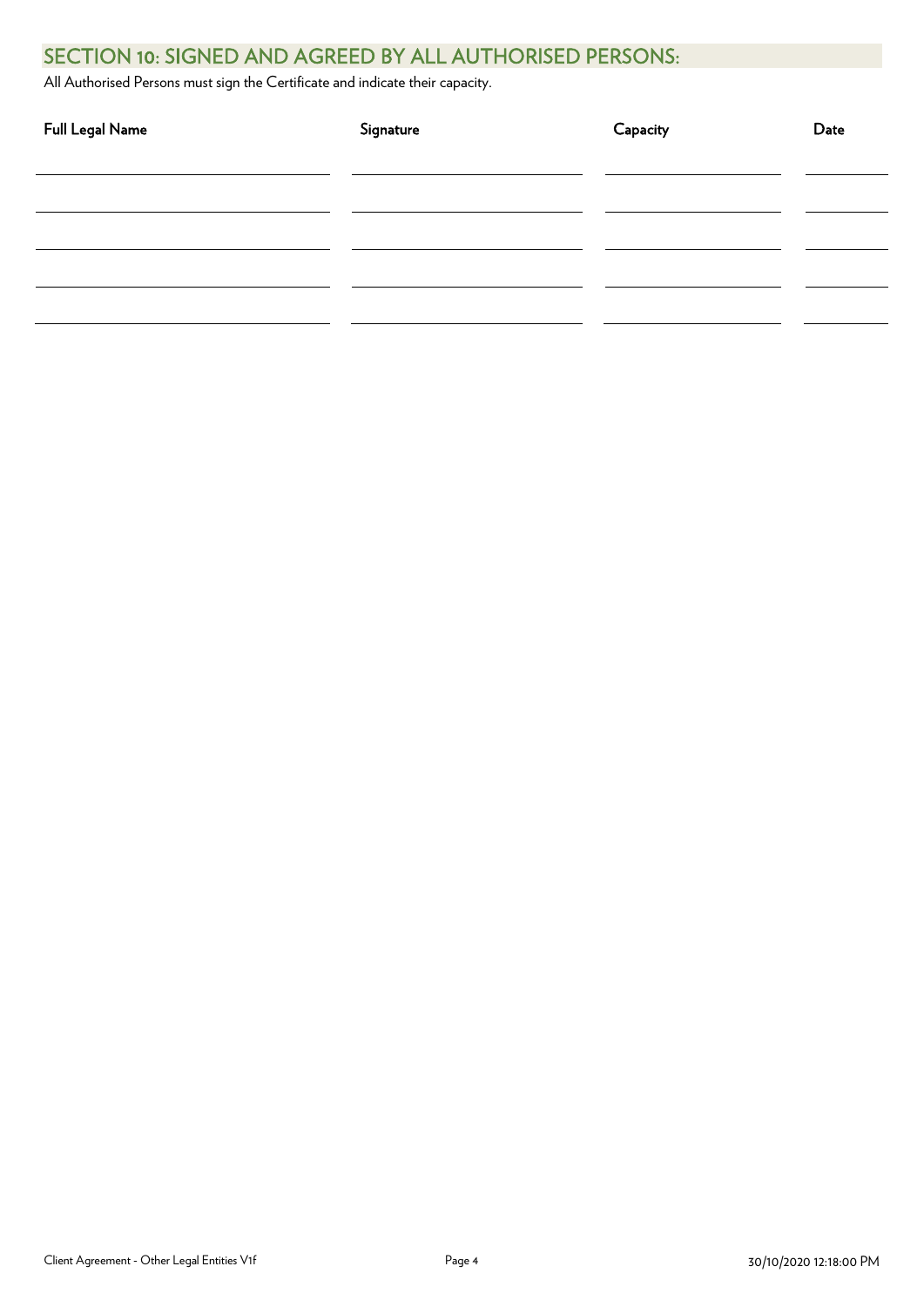## SECTION 10: SIGNED AND AGREED BY ALL AUTHORISED PERSONS:

All Authorised Persons must sign the Certificate and indicate their capacity.

| Full Legal Name | Signature | Capacity | Date |
| --- | --- | --- | --- |
| | | | |
| | | | |
| | | | |
| | | | |
| | | | |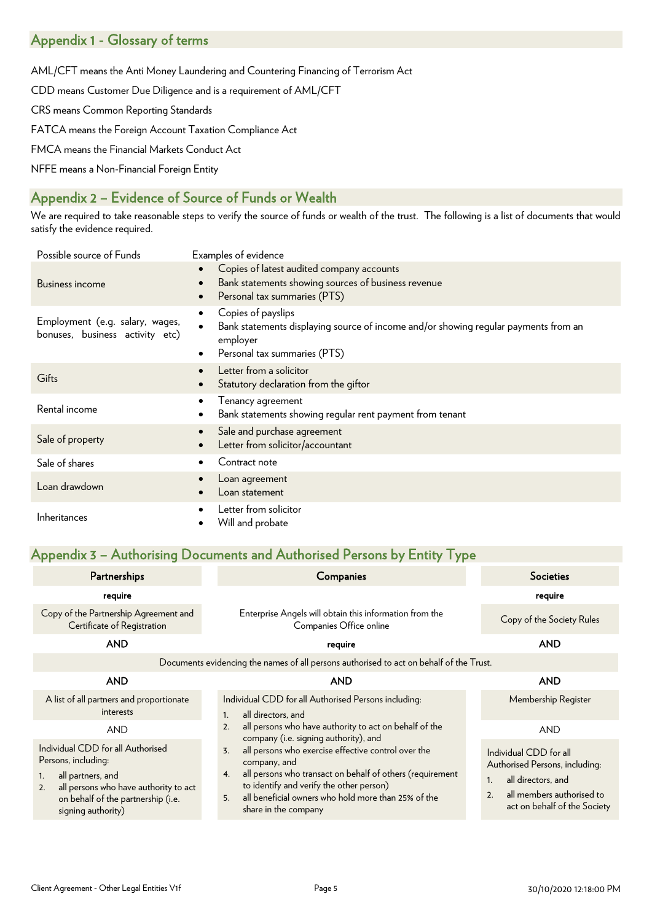## Appendix 1 - Glossary of terms

AML/CFT means the Anti Money Laundering and Countering Financing of Terrorism Act

CDD means Customer Due Diligence and is a requirement of AML/CFT

CRS means Common Reporting Standards

FATCA means the Foreign Account Taxation Compliance Act

FMCA means the Financial Markets Conduct Act

NFFE means a Non-Financial Foreign Entity

## Appendix 2 – Evidence of Source of Funds or Wealth

We are required to take reasonable steps to verify the source of funds or wealth of the trust. The following is a list of documents that would satisfy the evidence required.

| Possible source of Funds | Examples of evidence |
|---|---|
| Business income | • Copies of latest audited company accounts<br>• Bank statements showing sources of business revenue<br>• Personal tax summaries (PTS) |
| Employment (e.g. salary, wages, bonuses, business activity etc) | • Copies of payslips<br>• Bank statements displaying source of income and/or showing regular payments from an employer<br>• Personal tax summaries (PTS) |
| Gifts | • Letter from a solicitor<br>• Statutory declaration from the giftor |
| Rental income | • Tenancy agreement<br>• Bank statements showing regular rent payment from tenant |
| Sale of property | • Sale and purchase agreement<br>• Letter from solicitor/accountant |
| Sale of shares | • Contract note |
| Loan drawdown | • Loan agreement<br>• Loan statement |
| Inheritances | • Letter from solicitor<br>• Will and probate |

## Appendix 3 – Authorising Documents and Authorised Persons by Entity Type

| Partnerships | Companies | Societies |
|---|---|---|
| require | | require |
| Copy of the Partnership Agreement and Certificate of Registration | Enterprise Angels will obtain this information from the Companies Office online | Copy of the Society Rules |
| AND | require | AND |
| Documents evidencing the names of all persons authorised to act on behalf of the Trust. | | |
| AND | AND | AND |
| A list of all partners and proportionate interests<br>AND<br>Individual CDD for all Authorised Persons, including:<br>1. all partners, and<br>2. all persons who have authority to act on behalf of the partnership (i.e. signing authority) | Individual CDD for all Authorised Persons including:<br>1. all directors, and<br>2. all persons who have authority to act on behalf of the company (i.e. signing authority), and<br>3. all persons who exercise effective control over the company, and<br>4. all persons who transact on behalf of others (requirement to identify and verify the other person)<br>5. all beneficial owners who hold more than 25% of the share in the company | Membership Register<br>AND<br>Individual CDD for all Authorised Persons, including:<br>1. all directors, and<br>2. all members authorised to act on behalf of the Society |